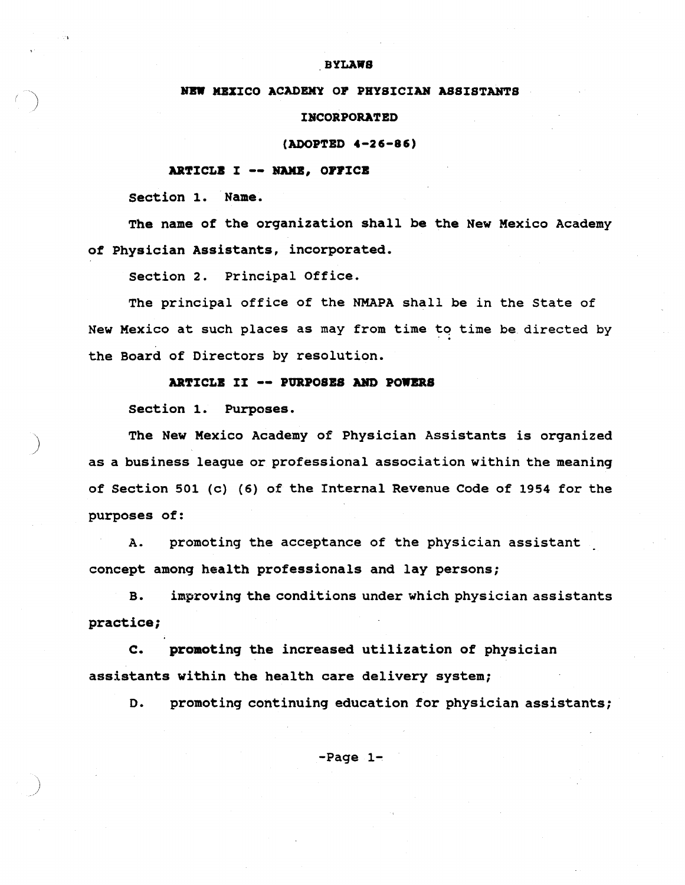# BYLAWS

## NEW MEXICO ACADEMY OF PHYSICIAN ASSISTANTS

## INCORPORATED

### (ADOPTED 4-26-86)

### ARTICLE I -- NAME, OFFICE

Section 1. Name.

The name of the organization shall be the New Mexico Academy of Physician Assistants, incorporated.

Section 2. Principal Office.

The principal office of the NMAPA shall be in the State of New Mexico at such places as may from time to time be directed by the Board of Directors by resolution.

### ARTICLE II -- PURPOSES AND POWERS

Section 1. Purposes.

The New Mexico Academy of Physician Assistants is organized as a business league or professional association within the meaning of Section 501 (c) (6) of the Internal Revenue Code of 1954 for the purposes of:

A. promoting the acceptance of the physician assistant concept among health professionals and lay persons;

B. improving the conditions under which physician assistants practice;

C. promoting the increased utilization of physician assistants within the health care delivery system;

D. promoting continuing education for physician assistants;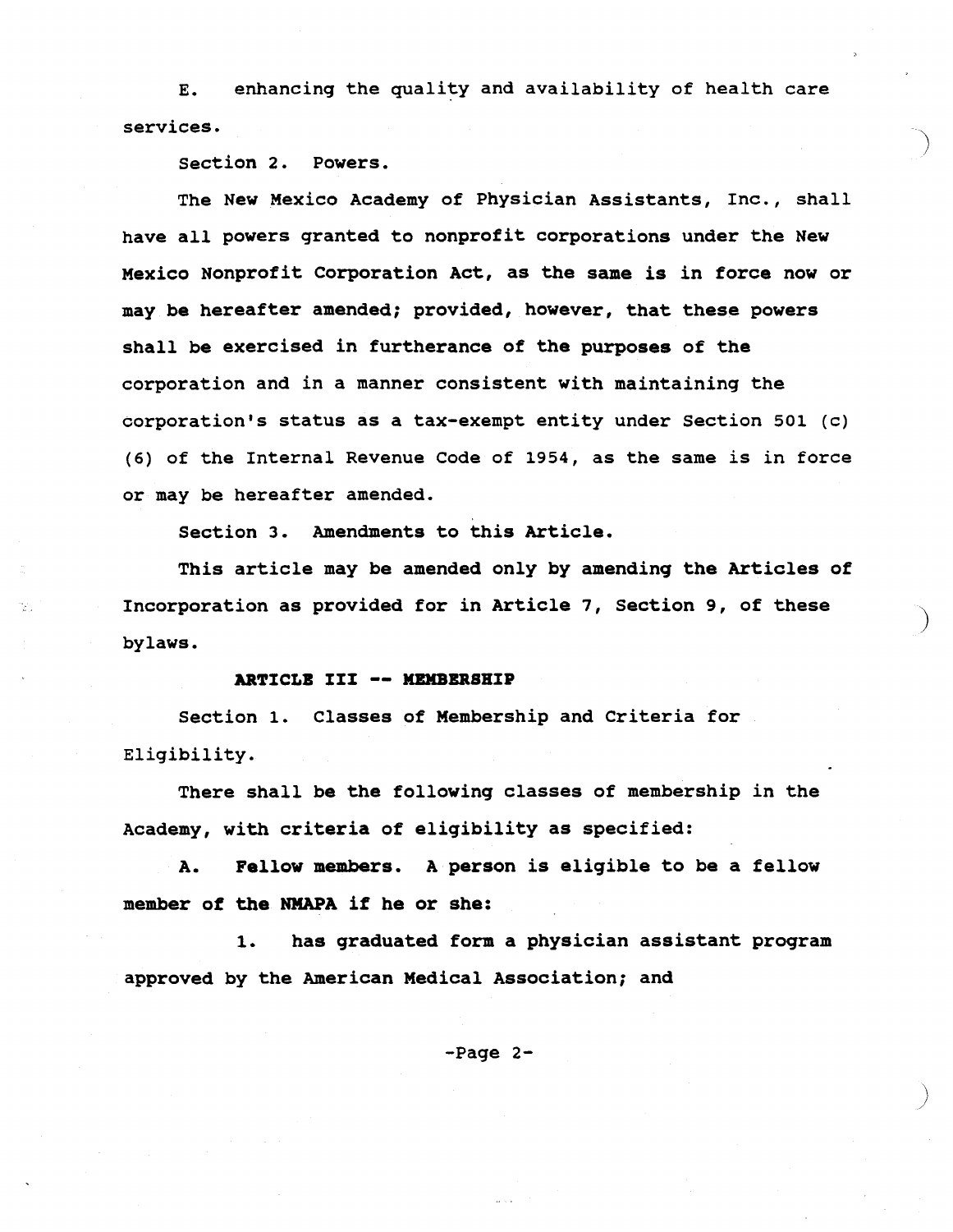E. enhancing the quality and availability of health care services.

Section 2. Powers.

The New Mexico Academy of Physician Assistants, Inc., shall have all powers granted to nonprofit corporations under the New Mexico Nonprofit Corporation Act, as the same is in force now or may be hereafter amended; provided, however, that these powers shall be exercised in furtherance of the purposes of the corporation and in a manner consistent with maintaining the corporation's status as a tax-exempt entity under Section 501 (c) (6) of the Internal Revenue Code of 1954, as the same is in force or may be hereafter amended.

Section 3. Amendments to this Article.

This article may be amended only by amending the Articles of Incorporation as provided for in Article 7, Section 9, of these bylaws.

## ARTICLE III -- MEMBERSHIP

Section 1. Classes of Membership and Criteria for Eligibility.

There shall be the following classes of membership in the Academy, with criteria of eligibility as specified:

A. **Fellow members.** A person is eligible to be a fellow member of the NMAPA if he or she:

1. has graduated form a physician assistant program approved by the American Medical Association; and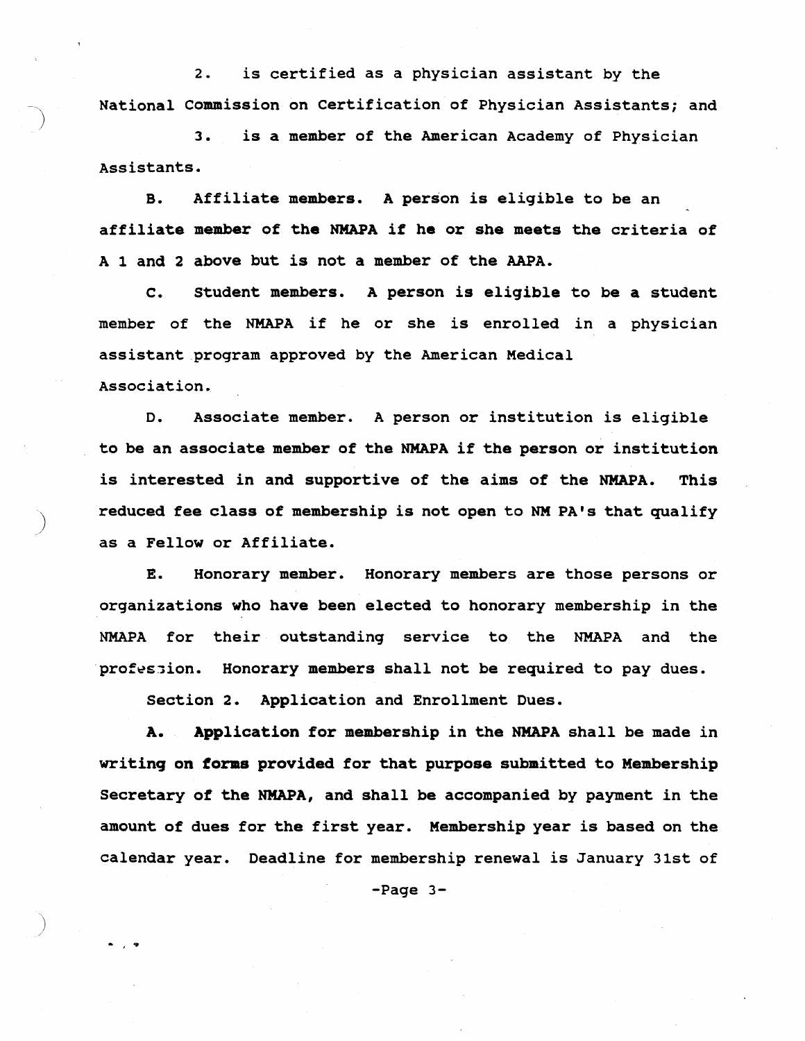2. is certified as a physician assistant by the National Commission on Certification of Physician Assistants; and

3. is a member of the American Academy of Physician Assistants.

B. Affiliate members. A person is eligible to be an affiliate member of the NMAPA if he or she meets the criteria of A 1 and 2 above but is not a member of the AAPA.

C. Student members. A person is eligible to be a student member of the NMAPA if he or she is enrolled in a physician assistant program approved by the American Medical Association.

D. Associate member. A person or institution is eligible to be an associate member of the NMAPA if the person or institution is interested in and supportive of the aims of the NMAPA. This reduced fee class of membership is not open to NM PA's that qualify as a Fellow or Affiliate.

E. Honorary member. Honorary members are those persons or organizations who have been elected to honorary membership in the NMAPA for their outstanding service to the NMAPA and the profession. Honorary members shall not be required to pay dues.

Section 2. Application and Enrollment Dues.

A. Application for membership in the NMAPA shall be made in writing on forms provided for that purpose submitted to Membership Secretary of the NMAPA, and shall be accompanied by payment in the amount of dues for the first year. Membership year is based on the calendar year. Deadline for membership renewal is January 31st of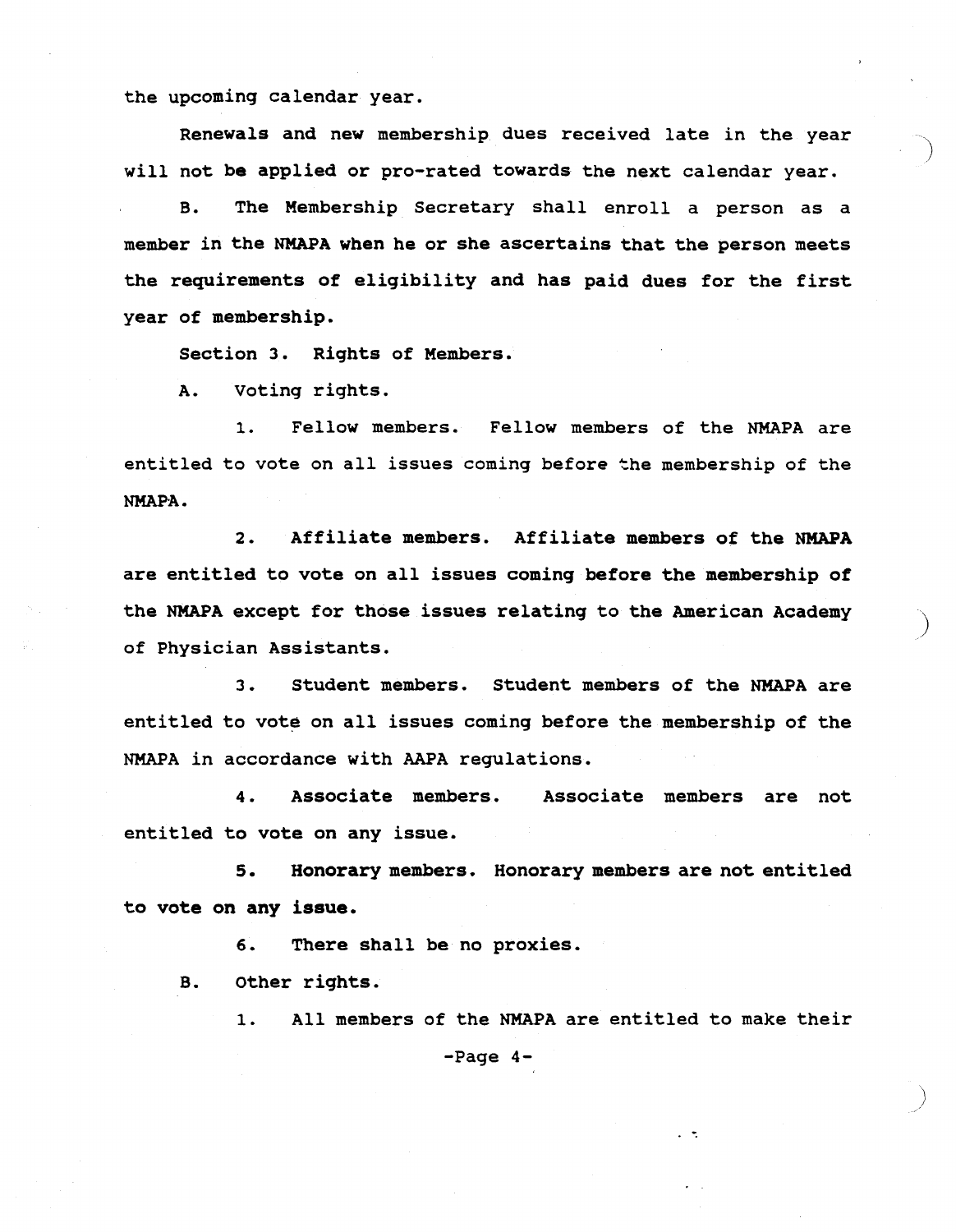the upcoming calendar year.

Renewals and new membership dues received late in the year will not be applied or pro-rated towards the next calendar year.

B. The Membership Secretary shall enroll a person as a member in the NMAPA when he or she ascertains that the person meets the requirements of eligibility and has paid dues for the first year of membership.

Section 3. Rights of Members.

A. Voting rights.

1. Fellow members. Fellow members of the NMAPA are entitled to vote on all issues coming before the membership of the NMAPA.

2. Affiliate members. Affiliate members of the NMAPA are entitled to vote on all issues coming before the membership of the NMAPA except for those issues relating to the American Academy of Physician Assistants.

3. Student members. Student members of the NMAPA are entitled to vote on all issues coming before the membership of the NMAPA in accordance with AAPA regulations.

4. Associate members. Associate members are not entitled to vote on any issue.

5. Honorary members. Honorary members are not entitled to vote on any issue.

6. There shall be no proxies.

B. Other rights.

1. All members of the NMAPA are entitled to make their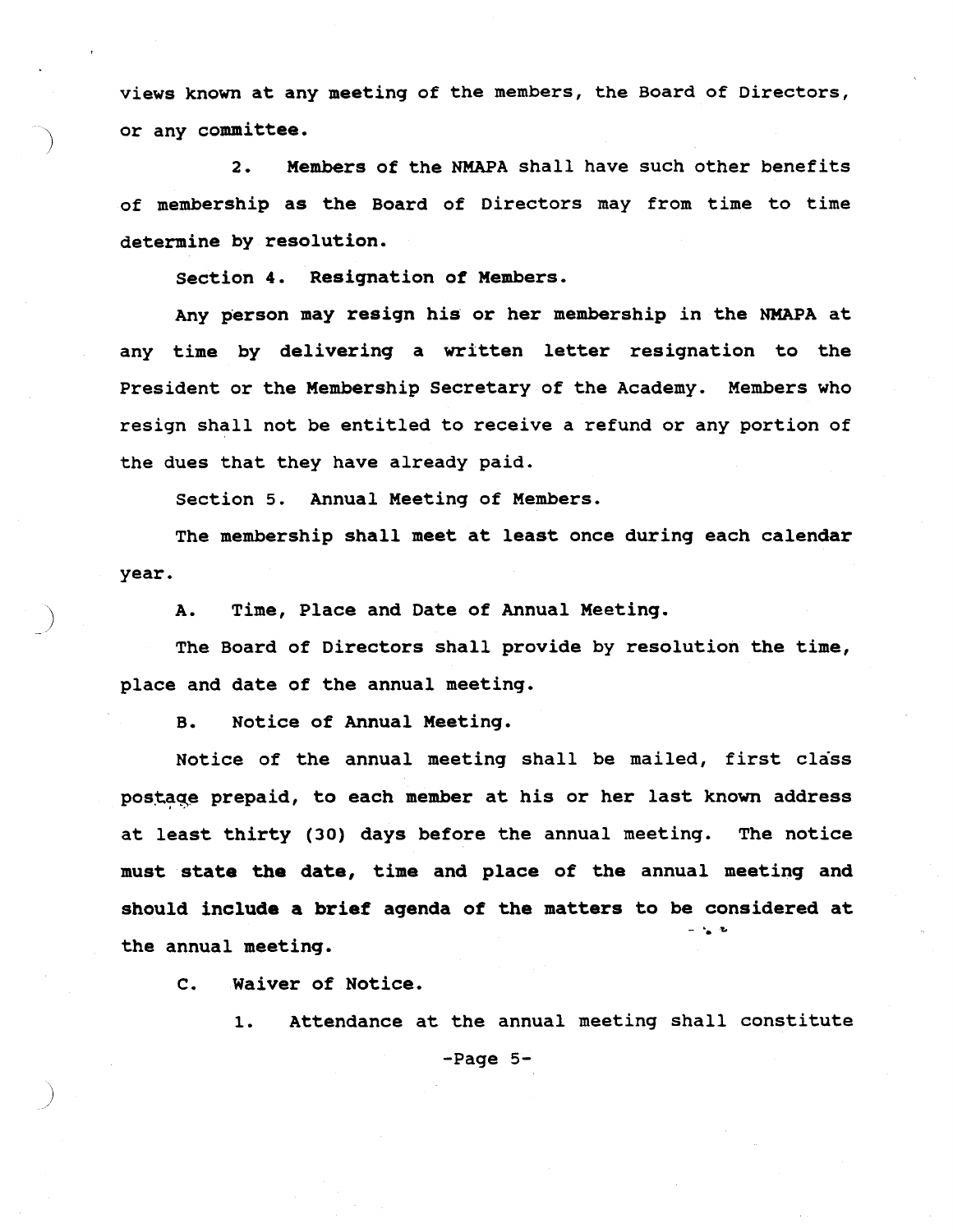views known at any meeting of the members, the Board of Directors, or any committee.

2. Members of the NMAPA shall have such other benefits of membership as the Board of Directors may from time to time determine by resolution.

Section 4. Resignation of Members.

Any person may resign his or her membership in the NMAPA at any time by delivering a written letter resignation to the President or the Membership Secretary of the Academy. Members who resign shall not be entitled to receive a refund or any portion of the dues that they have already paid.

Section 5. Annual Meeting of Members.

The membership shall meet at least once during each calendar year.

A. Time, Place and Date of Annual Meeting.

The Board of Directors shall provide by resolution the time, place and date of the annual meeting.

B. Notice of Annual Meeting.

Notice of the annual meeting shall be mailed, first class postage prepaid, to each member at his or her last known address at least thirty (30) days before the annual meeting. The notice must state the date, time and place of the annual meeting and should include a brief agenda of the matters to be considered at the annual meeting.

C. Waiver of Notice.

1. Attendance at the annual meeting shall constitute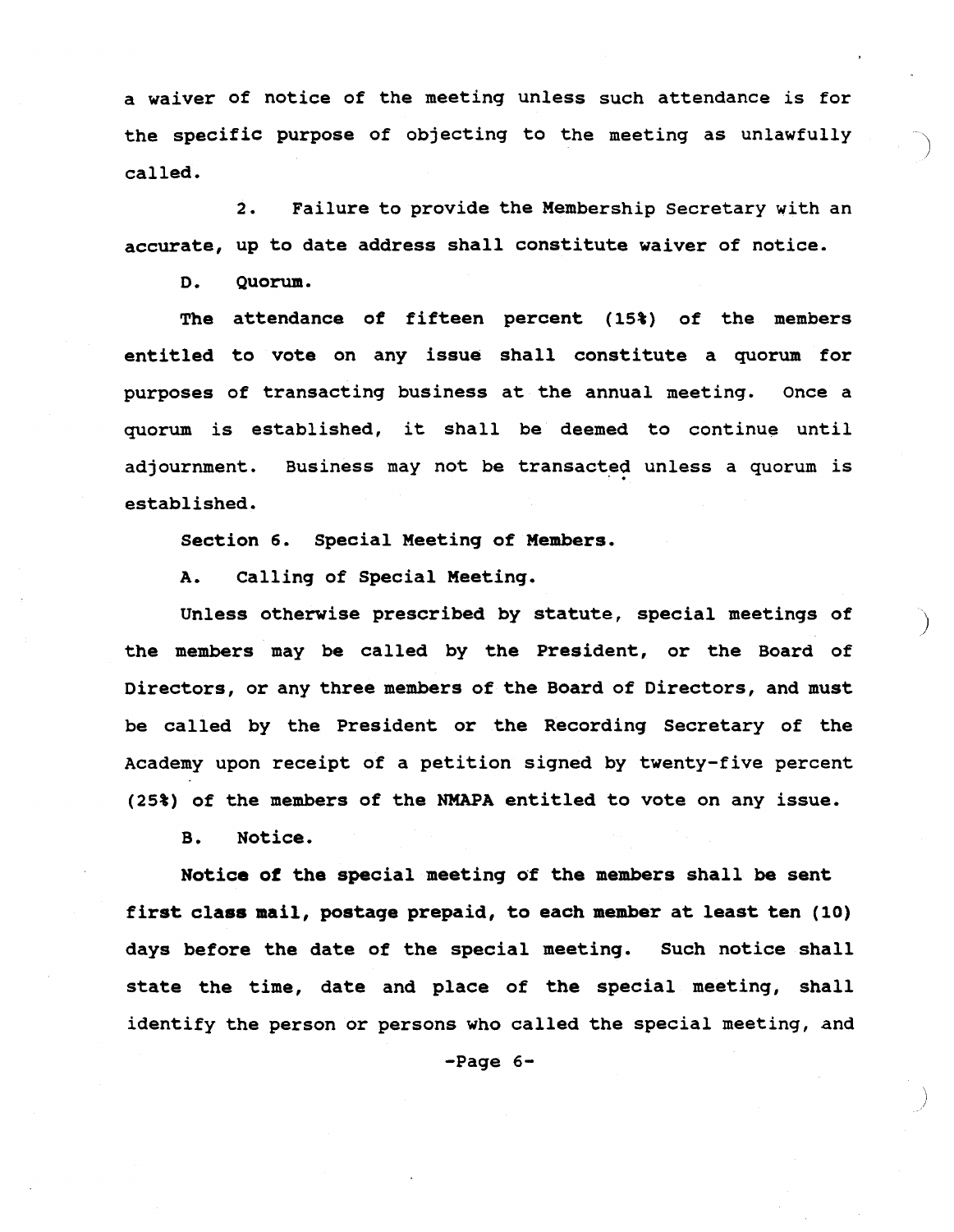a waiver of notice of the meeting unless such attendance is for the specific purpose of objecting to the meeting as unlawfully called.

2. Failure to provide the Membership Secretary with an accurate, up to date address shall constitute waiver of notice.

D. Quorum.

The attendance of fifteen percent (15%) of the members entitled to vote on any issue shall constitute a quorum for purposes of transacting business at the annual meeting. Once a quorum is established, it shall be deemed to continue until adjournment. Business may not be transacted unless a quorum is established.

Section 6. Special Meeting of Members.

A. Calling of Special Meeting.

Unless otherwise prescribed by statute, special meetings of the members may be called by the President, or the Board of Directors, or any three members of the Board of Directors, and must be called by the President or the Recording Secretary of the Academy upon receipt of a petition signed by twenty-five percent (25%) of the members of the NMAPA entitled to vote on any issue.

B. Notice.

**Notice of the special meeting of the members shall be sent first class mail, postage prepaid, to each member at least ten (10)** days before the date of the special meeting. Such notice shall state the time, date and place of the special meeting, shall identify the person or persons who called the special meeting, and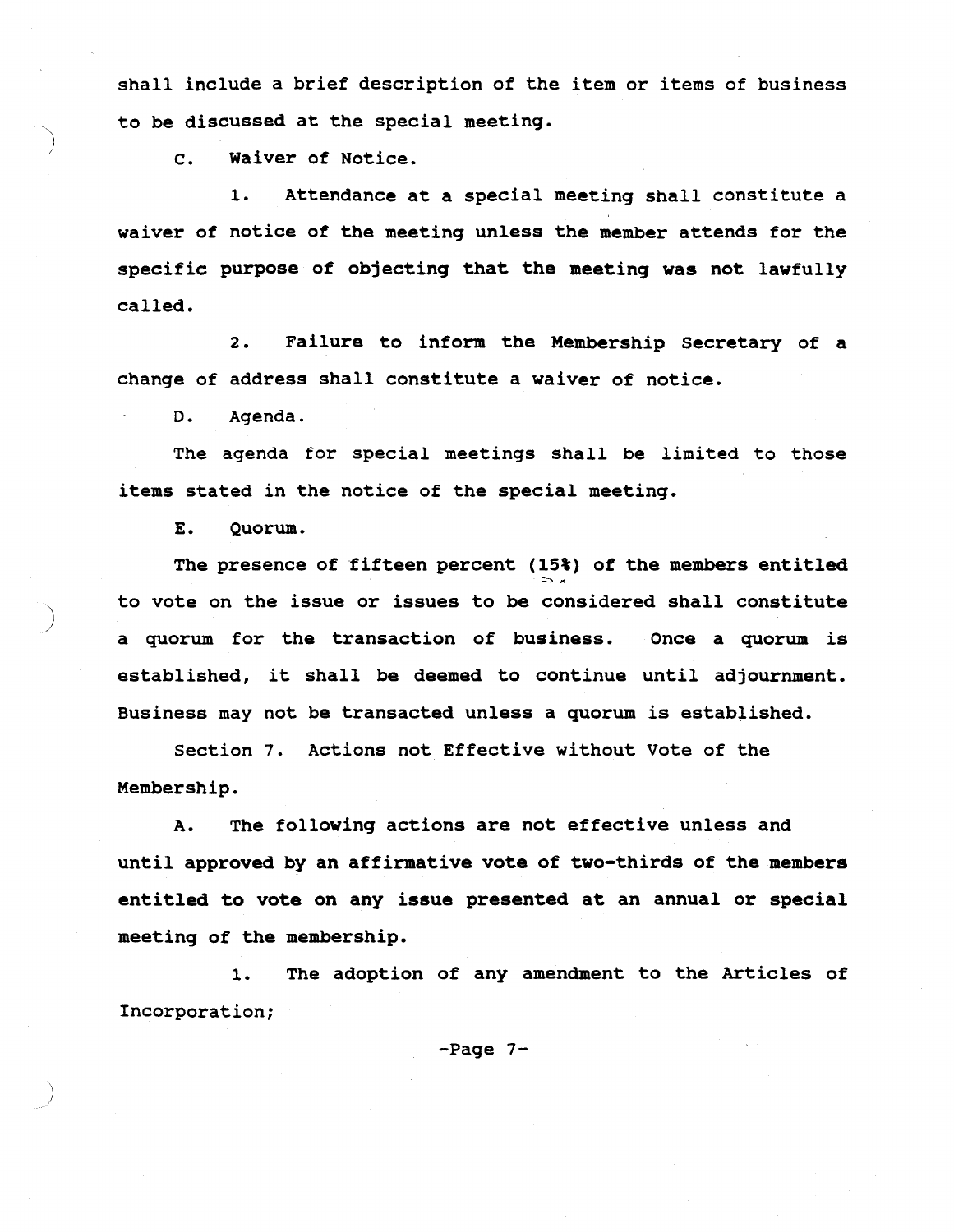shall include a brief description of the item or items of business to be discussed at the special meeting.

C. Waiver of Notice.

1. Attendance at a special meeting shall constitute a waiver of notice of the meeting unless the member attends for the specific purpose of objecting that the meeting was not lawfully called.

2. Failure to inform the Membership Secretary of a change of address shall constitute a waiver of notice.

D. Agenda.

The agenda for special meetings shall be limited to those items stated in the notice of the special meeting.

E. Quorum.

The presence of fifteen percent (15%) of the members entitled to vote on the issue or issues to be considered shall constitute a quorum for the transaction of business. Once a quorum is established, it shall be deemed to continue until adjournment. Business may not be transacted unless a quorum is established.

Section 7. Actions not Effective without Vote of the Membership.

A. The following actions are not effective unless and until approved by an affirmative vote of two-thirds of the members entitled to vote on any issue presented at an annual or special meeting of the membership.

1. The adoption of any amendment to the Articles of Incorporation;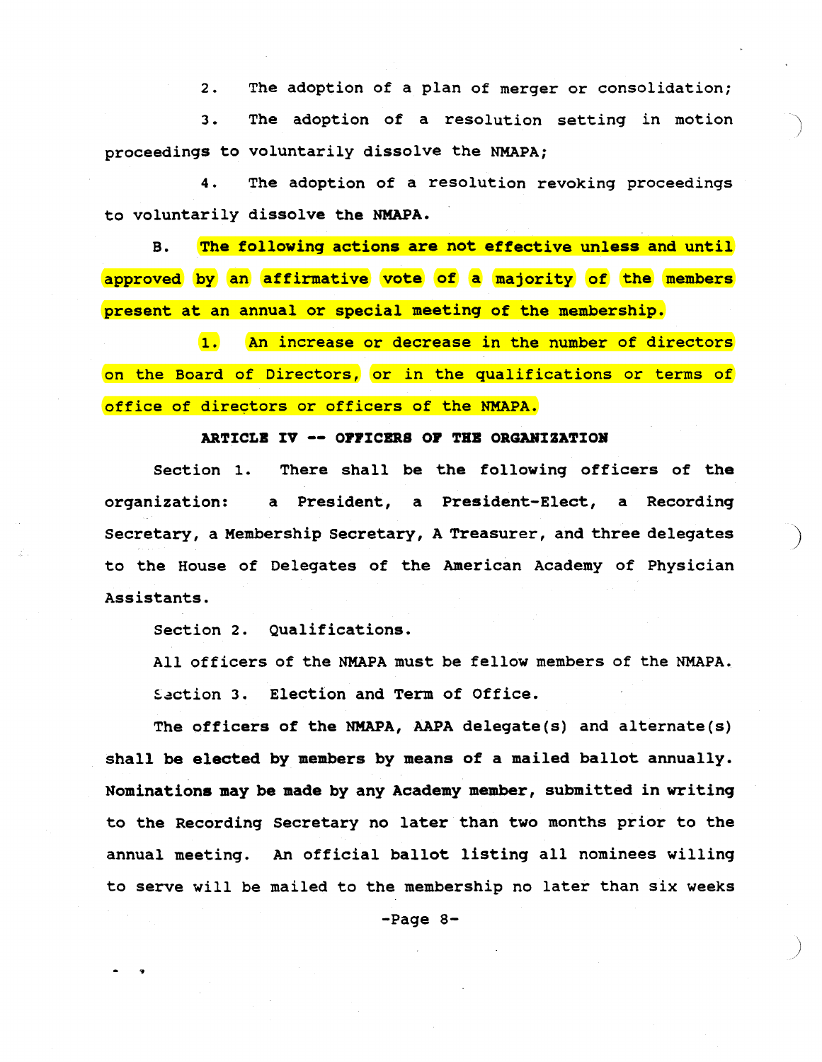2. The adoption of a plan of merger or consolidation;

3. The adoption of a resolution setting in motion proceedings to voluntarily dissolve the NMAPA;

4. The adoption of a resolution revoking proceedings to voluntarily dissolve the NMAPA.

B. The following actions are not effective unless and until approved by an affirmative vote of a majority of the members present at an annual or special meeting of the membership.

1. An increase or decrease in the number of directors on the Board of Directors, or in the qualifications or terms of office of directors or officers of the NMAPA.

**ARTICLE IV -- OFFICERS OF THE ORGANIZATION**

Section 1. There shall be the following officers of the organization: a President, a President-Elect, a Recording Secretary, a Membership Secretary, A Treasurer, and three delegates to the House of Delegates of the American Academy of Physician Assistants.

Section 2. Qualifications.

All officers of the NMAPA must be fellow members of the NMAPA.

Section 3. Election and Term of Office.

The officers of the NMAPA, AAPA delegate(s) and alternate(s) shall be elected by members by means of a mailed ballot annually. Nominations may be made by any Academy member, submitted in writing to the Recording Secretary no later than two months prior to the annual meeting. An official ballot listing all nominees willing to serve will be mailed to the membership no later than six weeks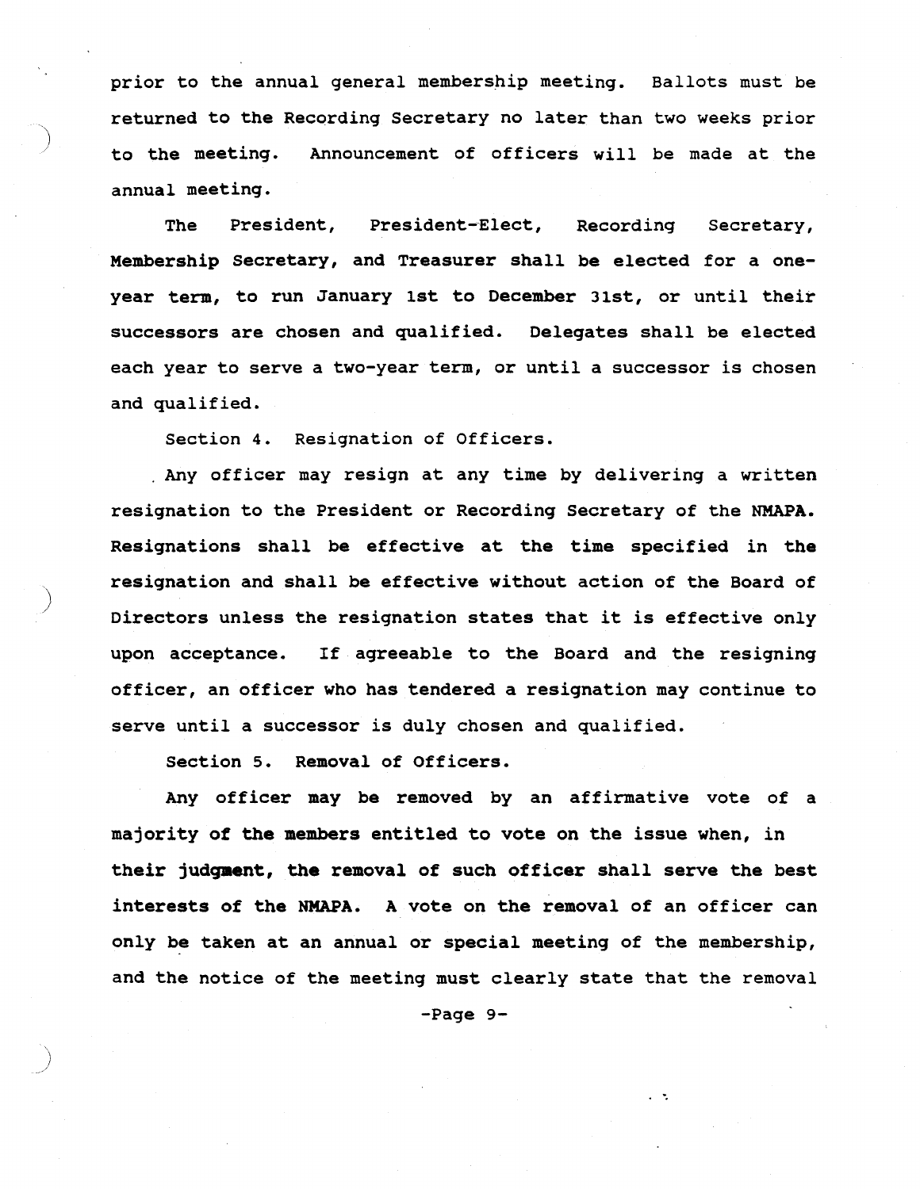prior to the annual general membership meeting. Ballots must be returned to the Recording Secretary no later than two weeks prior to the meeting. Announcement of officers will be made at the annual meeting.

The President, President-Elect, Recording Secretary, Membership Secretary, and Treasurer shall be elected for a one-year term, to run January 1st to December 31st, or until their successors are chosen and qualified. Delegates shall be elected each year to serve a two-year term, or until a successor is chosen and qualified.

Section 4. Resignation of Officers.

Any officer may resign at any time by delivering a written resignation to the President or Recording Secretary of the NMAPA. Resignations shall be effective at the time specified in the resignation and shall be effective without action of the Board of Directors unless the resignation states that it is effective only upon acceptance. If agreeable to the Board and the resigning officer, an officer who has tendered a resignation may continue to serve until a successor is duly chosen and qualified.

Section 5. Removal of Officers.

Any officer may be removed by an affirmative vote of a majority of the members entitled to vote on the issue when, in their judgment, the removal of such officer shall serve the best interests of the NMAPA. A vote on the removal of an officer can only be taken at an annual or special meeting of the membership, and the notice of the meeting must clearly state that the removal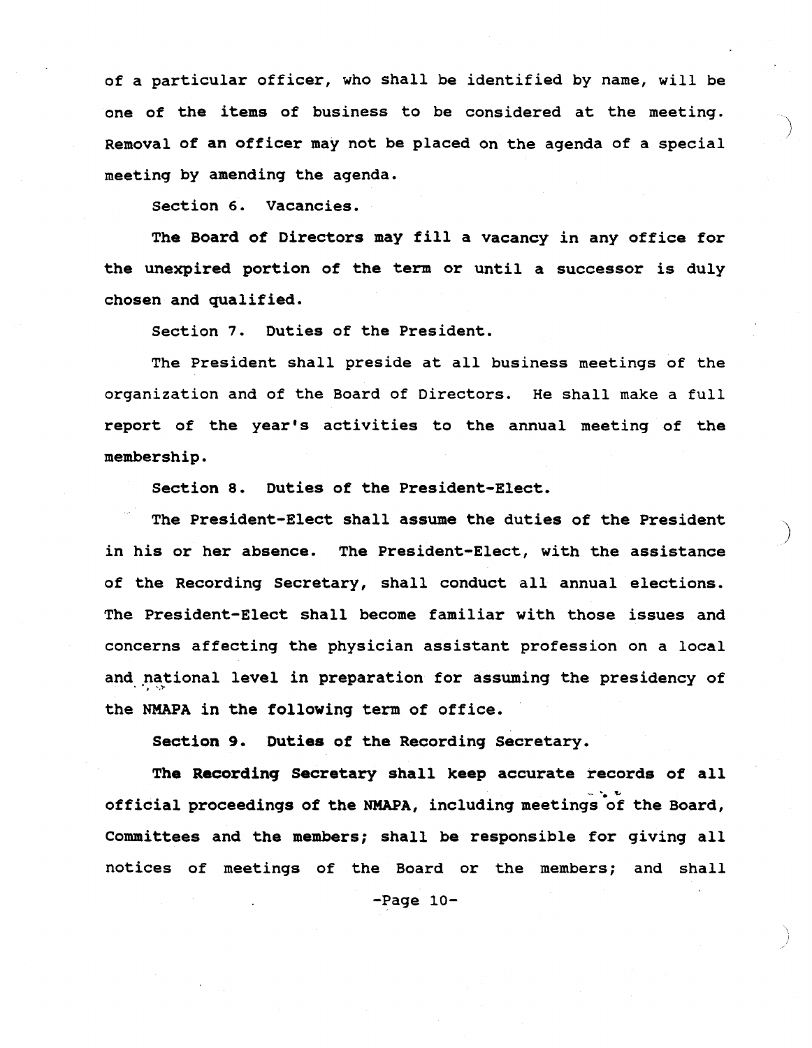of a particular officer, who shall be identified by name, will be one of the items of business to be considered at the meeting. Removal of an officer may not be placed on the agenda of a special meeting by amending the agenda.

Section 6. Vacancies.

The Board of Directors may fill a vacancy in any office for the unexpired portion of the term or until a successor is duly chosen and qualified.

Section 7. Duties of the President.

The President shall preside at all business meetings of the organization and of the Board of Directors. He shall make a full report of the year's activities to the annual meeting of the membership.

Section 8. Duties of the President-Elect.

The President-Elect shall assume the duties of the President in his or her absence. The President-Elect, with the assistance of the Recording Secretary, shall conduct all annual elections. The President-Elect shall become familiar with those issues and concerns affecting the physician assistant profession on a local and national level in preparation for assuming the presidency of the NMAPA in the following term of office.

Section 9. Duties of the Recording Secretary.

The Recording Secretary shall keep accurate records of all official proceedings of the NMAPA, including meetings of the Board, Committees and the members; shall be responsible for giving all notices of meetings of the Board or the members; and shall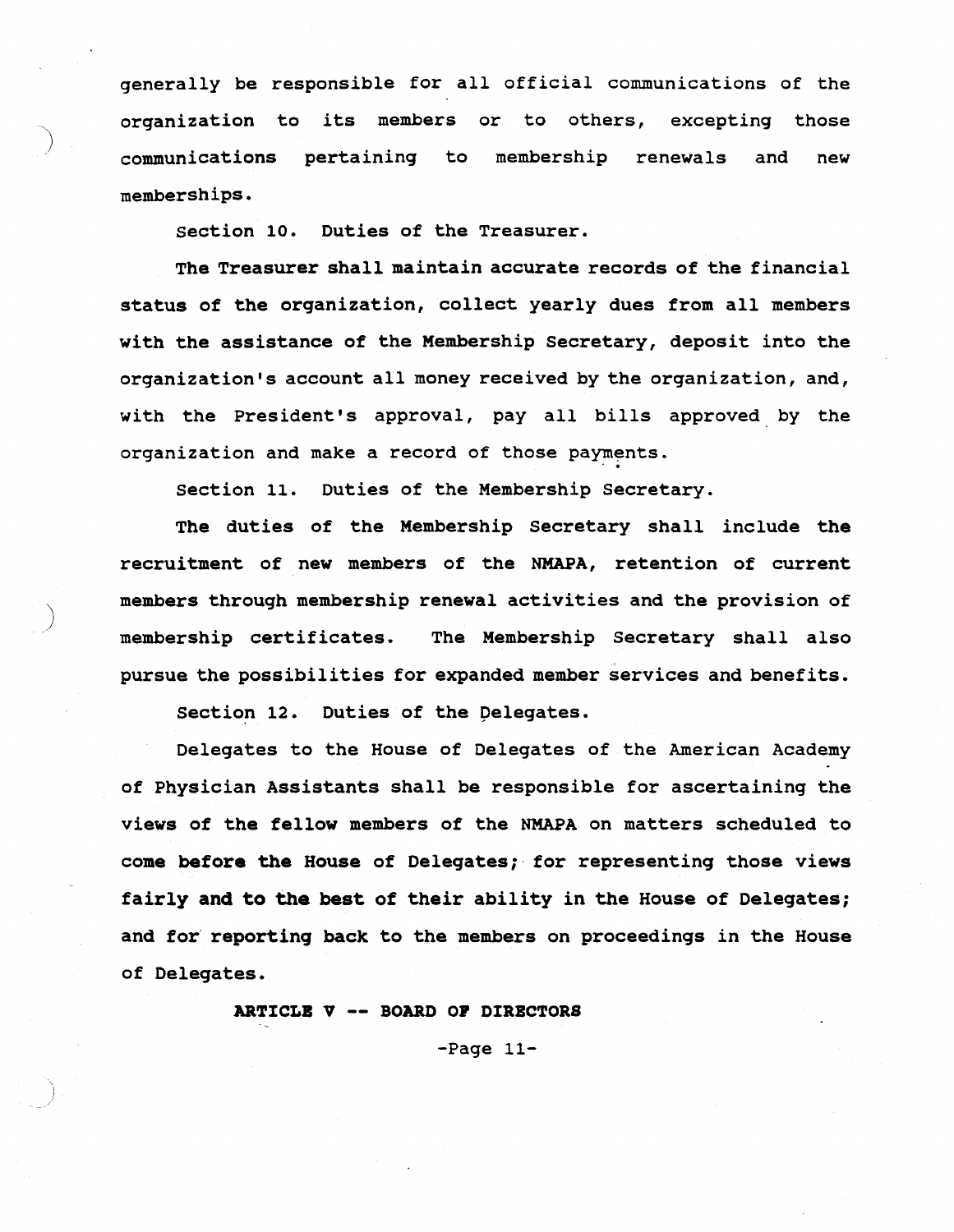generally be responsible for all official communications of the organization to its members or to others, excepting those communications pertaining to membership renewals and new memberships.

Section 10. Duties of the Treasurer.

The Treasurer shall maintain accurate records of the financial status of the organization, collect yearly dues from all members with the assistance of the Membership Secretary, deposit into the organization's account all money received by the organization, and, with the President's approval, pay all bills approved by the organization and make a record of those payments.

Section 11. Duties of the Membership Secretary.

The duties of the Membership Secretary shall include the recruitment of new members of the NMAPA, retention of current members through membership renewal activities and the provision of membership certificates. The Membership Secretary shall also pursue the possibilities for expanded member services and benefits.

Section 12. Duties of the Delegates.

Delegates to the House of Delegates of the American Academy of Physician Assistants shall be responsible for ascertaining the views of the fellow members of the NMAPA on matters scheduled to come before the House of Delegates; for representing those views fairly and to the best of their ability in the House of Delegates; and for reporting back to the members on proceedings in the House of Delegates.

## ARTICLE V -- BOARD OF DIRECTORS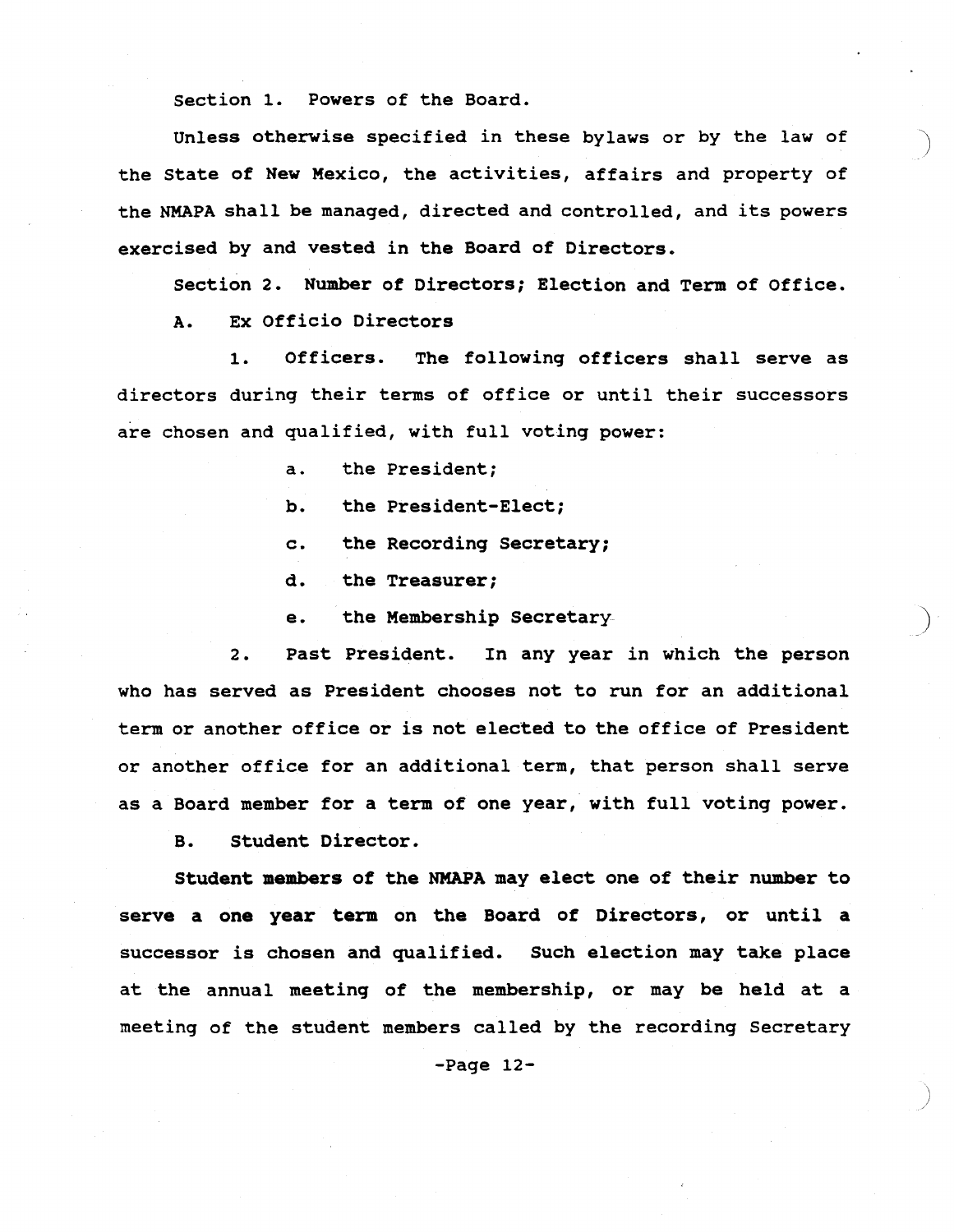Section 1. Powers of the Board.

Unless otherwise specified in these bylaws or by the law of the State of New Mexico, the activities, affairs and property of the NMAPA shall be managed, directed and controlled, and its powers exercised by and vested in the Board of Directors.

Section 2. Number of Directors; Election and Term of Office.

A. Ex Officio Directors

1. Officers. The following officers shall serve as directors during their terms of office or until their successors are chosen and qualified, with full voting power:

a. the President;

b. the President-Elect;

c. the Recording Secretary;

d. the Treasurer;

e. the Membership Secretary

2. Past President. In any year in which the person who has served as President chooses not to run for an additional term or another office or is not elected to the office of President or another office for an additional term, that person shall serve as a Board member for a term of one year, with full voting power.

B. Student Director.

Student members of the NMAPA may elect one of their number to serve a one year term on the Board of Directors, or until a successor is chosen and qualified. Such election may take place at the annual meeting of the membership, or may be held at a meeting of the student members called by the recording Secretary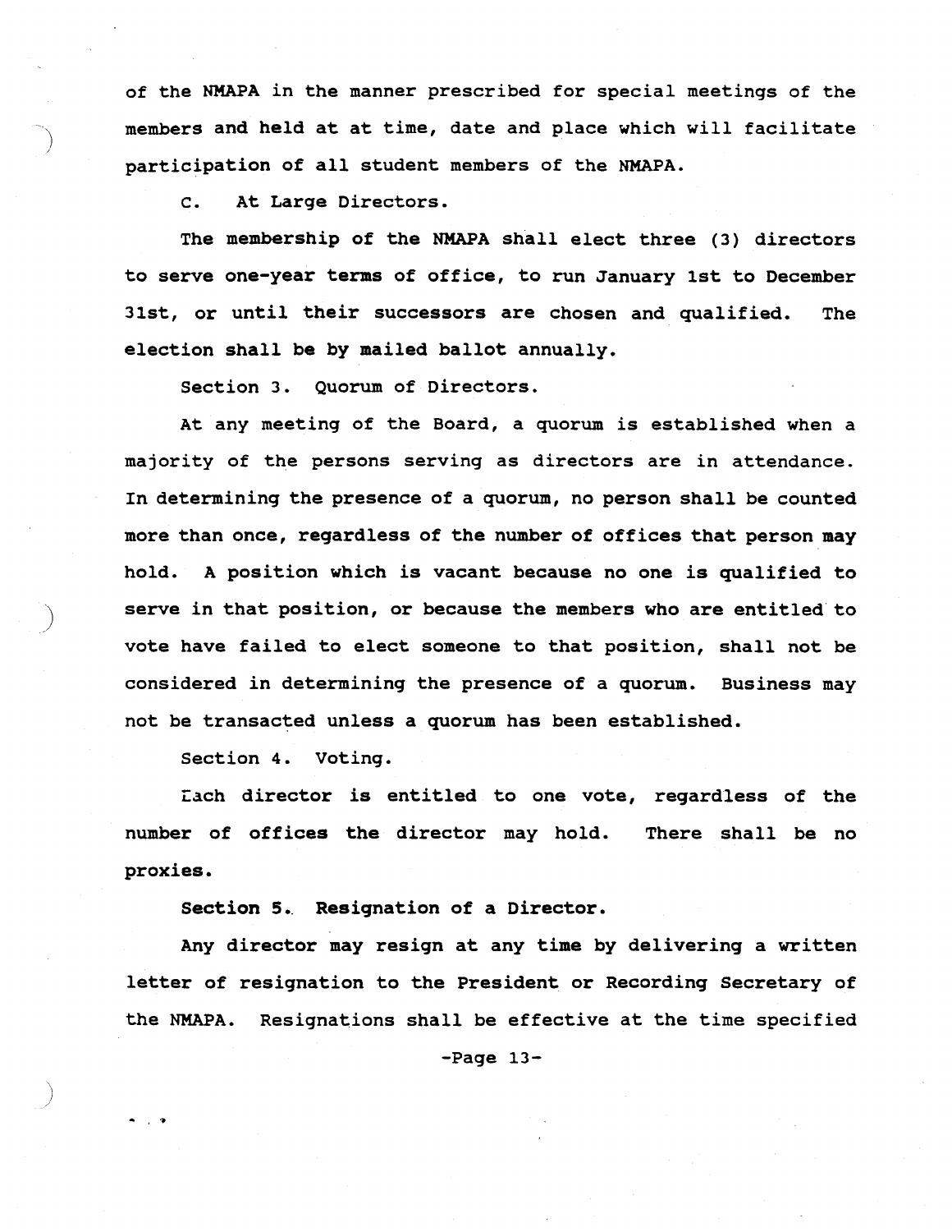of the NMAPA in the manner prescribed for special meetings of the members and held at at time, date and place which will facilitate participation of all student members of the NMAPA.

C. At Large Directors.

The membership of the NMAPA shall elect three (3) directors to serve one-year terms of office, to run January 1st to December 31st, or until their successors are chosen and qualified. The election shall be by mailed ballot annually.

Section 3. Quorum of Directors.

At any meeting of the Board, a quorum is established when a majority of the persons serving as directors are in attendance. In determining the presence of a quorum, no person shall be counted more than once, regardless of the number of offices that person may hold. A position which is vacant because no one is qualified to serve in that position, or because the members who are entitled to vote have failed to elect someone to that position, shall not be considered in determining the presence of a quorum. Business may not be transacted unless a quorum has been established.

Section 4. Voting.

Each director is entitled to one vote, regardless of the number of offices the director may hold. There shall be no proxies.

**Section 5. Resignation of a Director.**

Any director may resign at any time by delivering a written letter of resignation to the President or Recording Secretary of the NMAPA. Resignations shall be effective at the time specified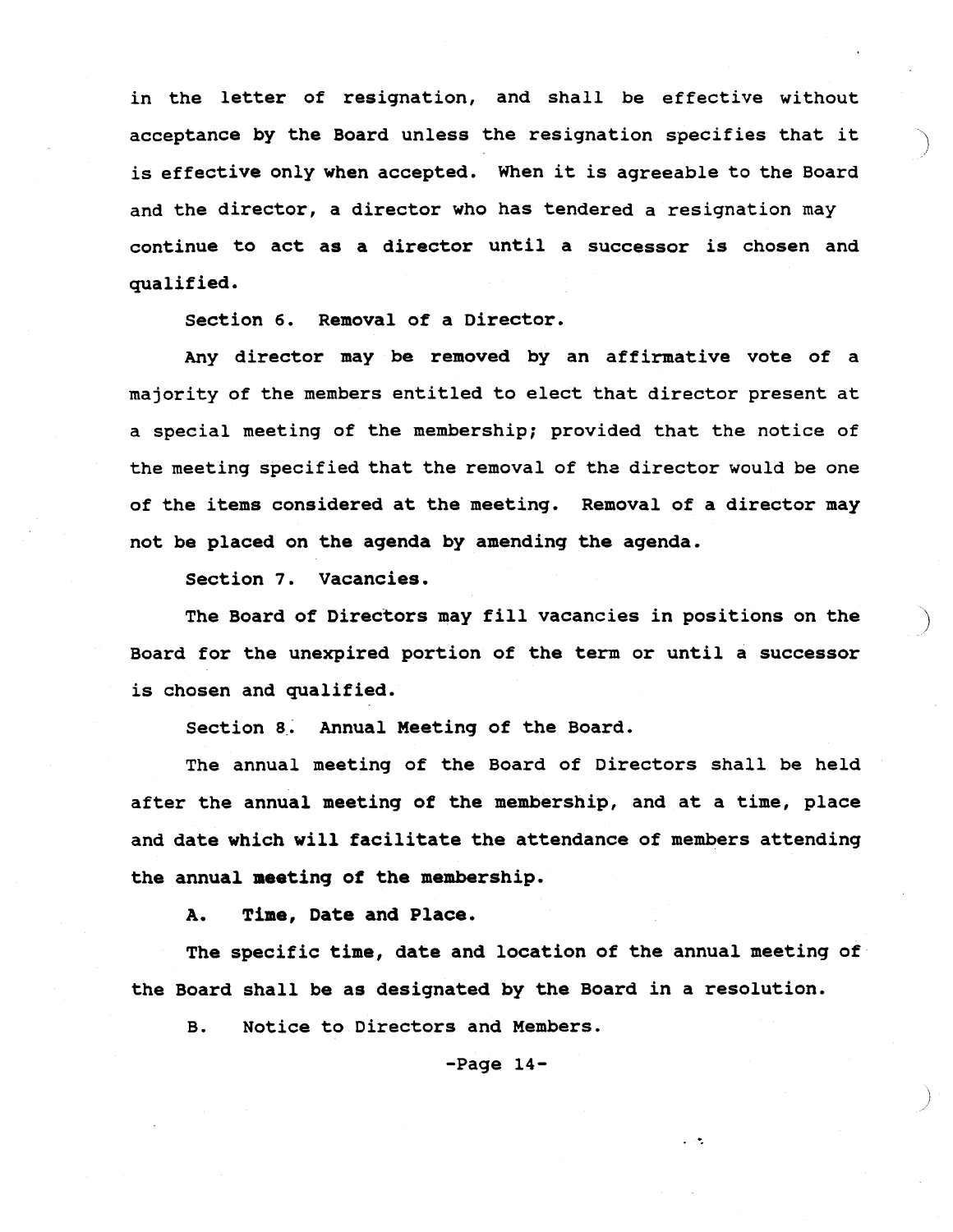in the letter of resignation, and shall be effective without acceptance by the Board unless the resignation specifies that it is effective only when accepted. When it is agreeable to the Board and the director, a director who has tendered a resignation may continue to act as a director until a successor is chosen and qualified.

Section 6. Removal of a Director.

Any director may be removed by an affirmative vote of a majority of the members entitled to elect that director present at a special meeting of the membership; provided that the notice of the meeting specified that the removal of the director would be one of the items considered at the meeting. Removal of a director may not be placed on the agenda by amending the agenda.

Section 7. Vacancies.

The Board of Directors may fill vacancies in positions on the Board for the unexpired portion of the term or until a successor is chosen and qualified.

Section 8. Annual Meeting of the Board.

The annual meeting of the Board of Directors shall be held after the annual meeting of the membership, and at a time, place and date which will facilitate the attendance of members attending the annual meeting of the membership.

**A. Time, Date and Place.**

The specific time, date and location of the annual meeting of the Board shall be as designated by the Board in a resolution.

B. Notice to Directors and Members.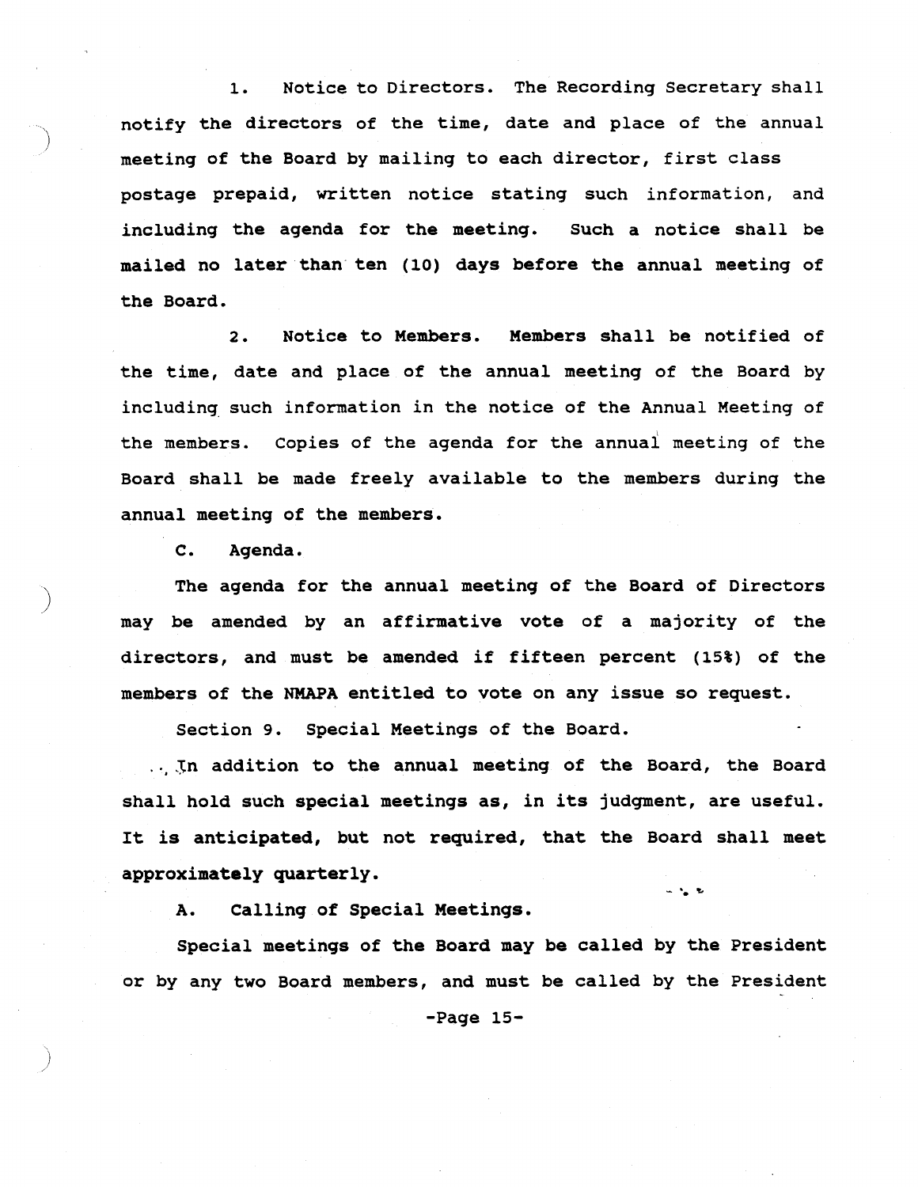1. Notice to Directors. The Recording Secretary shall notify the directors of the time, date and place of the annual meeting of the Board by mailing to each director, first class postage prepaid, written notice stating such information, and including the agenda for the meeting. Such a notice shall be mailed no later than ten (10) days before the annual meeting of the Board.

2. Notice to Members. Members shall be notified of the time, date and place of the annual meeting of the Board by including such information in the notice of the Annual Meeting of the members. Copies of the agenda for the annual meeting of the Board shall be made freely available to the members during the annual meeting of the members.

C. Agenda.

The agenda for the annual meeting of the Board of Directors may be amended by an affirmative vote of a majority of the directors, and must be amended if fifteen percent (15%) of the members of the NMAPA entitled to vote on any issue so request.

Section 9. Special Meetings of the Board.

In addition to the annual meeting of the Board, the Board shall hold such special meetings as, in its judgment, are useful. It is anticipated, but not required, that the Board shall meet approximately quarterly.

A. Calling of Special Meetings.

Special meetings of the Board may be called by the President or by any two Board members, and must be called by the President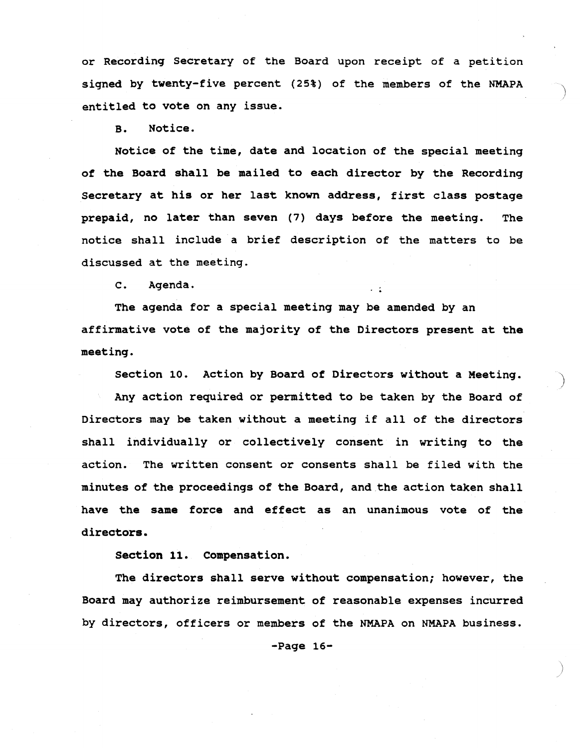or Recording Secretary of the Board upon receipt of a petition signed by twenty-five percent (25%) of the members of the NMAPA entitled to vote on any issue.

B. Notice.

Notice of the time, date and location of the special meeting of the Board shall be mailed to each director by the Recording Secretary at his or her last known address, first class postage prepaid, no later than seven (7) days before the meeting. The notice shall include a brief description of the matters to be discussed at the meeting.

C. Agenda.

The agenda for a special meeting may be amended by an affirmative vote of the majority of the Directors present at the meeting.

Section 10. Action by Board of Directors without a Meeting.

Any action required or permitted to be taken by the Board of Directors may be taken without a meeting if all of the directors shall individually or collectively consent in writing to the action. The written consent or consents shall be filed with the minutes of the proceedings of the Board, and the action taken shall have the same force and effect as an unanimous vote of the directors.

**Section 11. Compensation.**

The directors shall serve without compensation; however, the Board may authorize reimbursement of reasonable expenses incurred by directors, officers or members of the NMAPA on NMAPA business.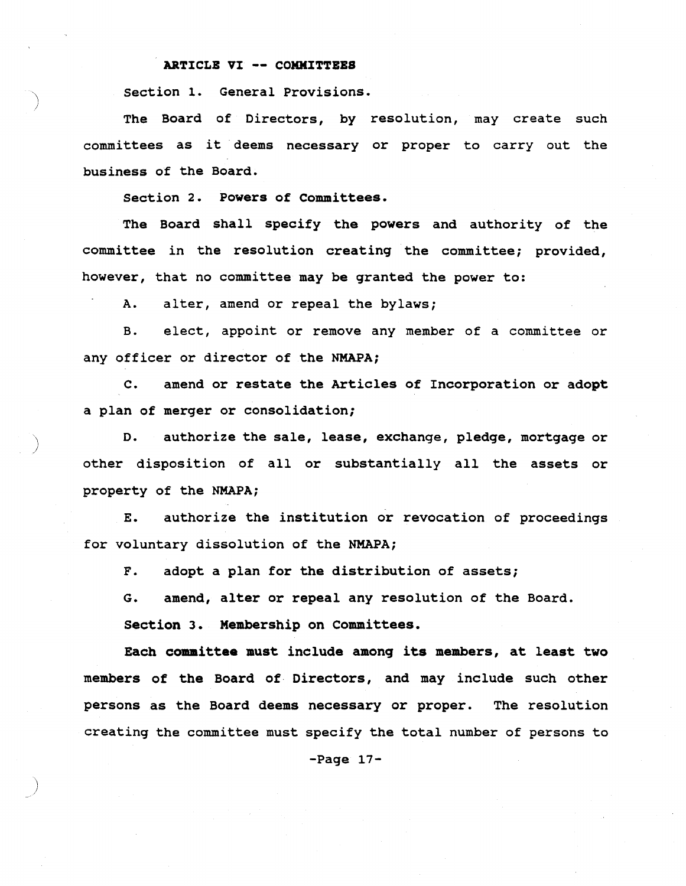## ARTICLE VI -- COMMITTEES

Section 1. General Provisions.

The Board of Directors, by resolution, may create such committees as it deems necessary or proper to carry out the business of the Board.

Section 2. Powers of Committees.

The Board shall specify the powers and authority of the committee in the resolution creating the committee; provided, however, that no committee may be granted the power to:

A. alter, amend or repeal the bylaws;

B. elect, appoint or remove any member of a committee or any officer or director of the NMAPA;

C. amend or restate the Articles of Incorporation or adopt a plan of merger or consolidation;

D. authorize the sale, lease, exchange, pledge, mortgage or other disposition of all or substantially all the assets or property of the NMAPA;

E. authorize the institution or revocation of proceedings for voluntary dissolution of the NMAPA;

F. adopt a plan for the distribution of assets;

G. amend, alter or repeal any resolution of the Board.

Section 3. Membership on Committees.

Each committee must include among its members, at least two members of the Board of Directors, and may include such other persons as the Board deems necessary or proper. The resolution creating the committee must specify the total number of persons to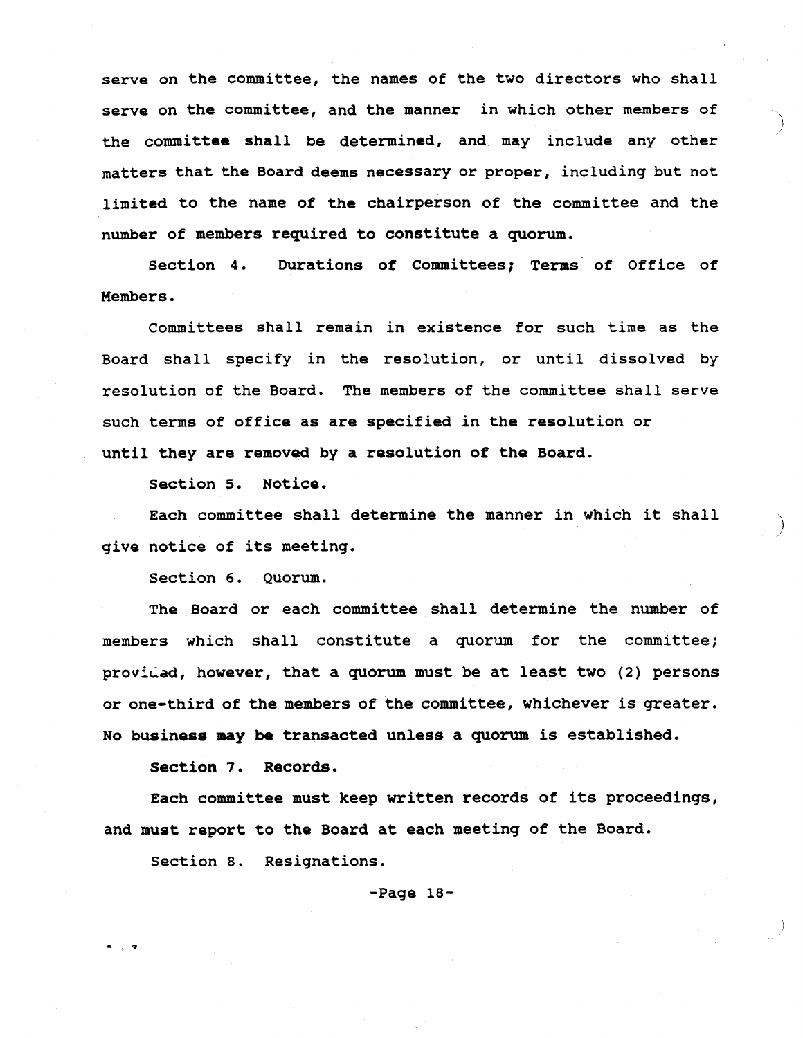serve on the committee, the names of the two directors who shall serve on the committee, and the manner in which other members of the committee shall be determined, and may include any other matters that the Board deems necessary or proper, including but not limited to the name of the chairperson of the committee and the number of members required to constitute a quorum.

Section 4. Durations of Committees; Terms of Office of Members.

Committees shall remain in existence for such time as the Board shall specify in the resolution, or until dissolved by resolution of the Board. The members of the committee shall serve such terms of office as are specified in the resolution or until they are removed by a resolution of the Board.

Section 5. Notice.

Each committee shall determine the manner in which it shall give notice of its meeting.

Section 6. Quorum.

The Board or each committee shall determine the number of members which shall constitute a quorum for the committee; provided, however, that a quorum must be at least two (2) persons or one-third of the members of the committee, whichever is greater. No business may be transacted unless a quorum is established.

Section 7. Records.

Each committee must keep written records of its proceedings, and must report to the Board at each meeting of the Board.

Section 8. Resignations.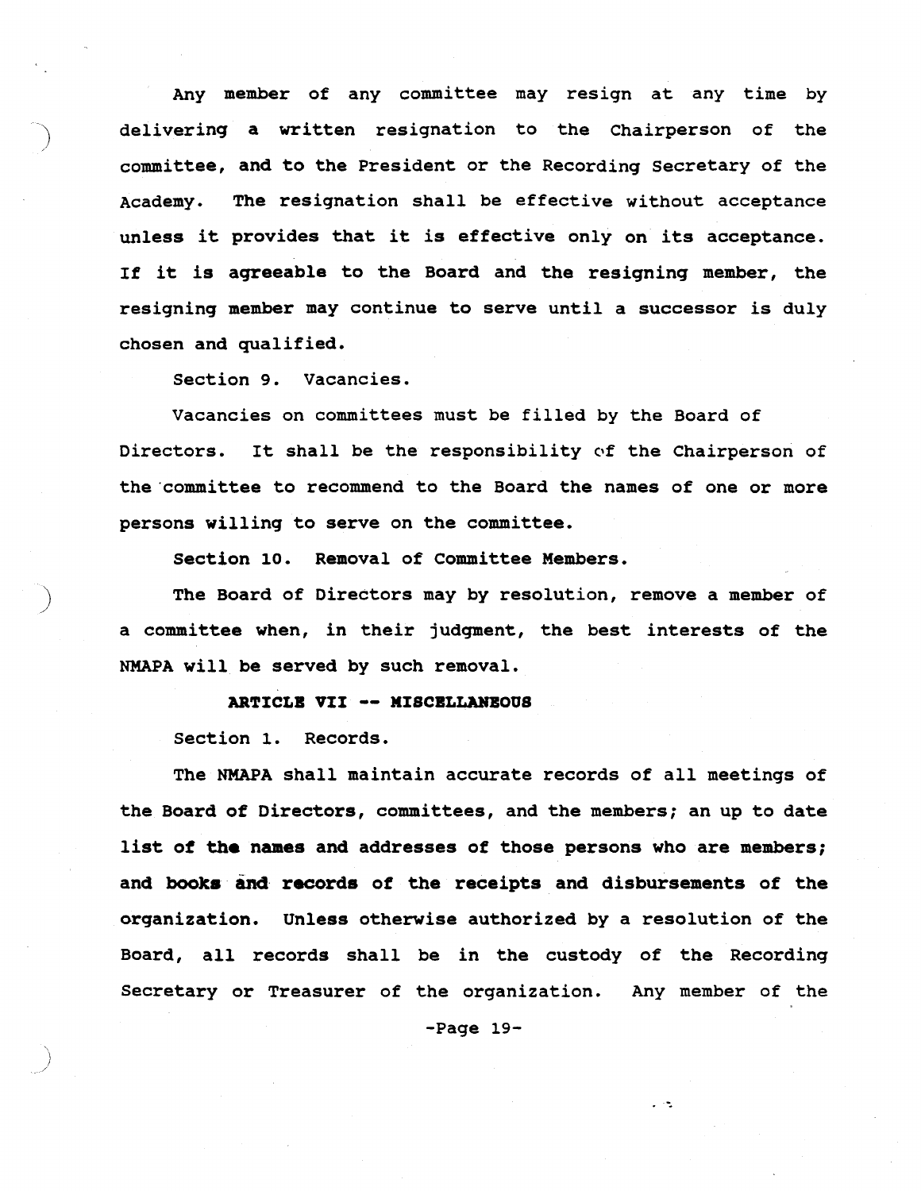Any member of any committee may resign at any time by delivering a written resignation to the Chairperson of the committee, and to the President or the Recording Secretary of the Academy. The resignation shall be effective without acceptance unless it provides that it is effective only on its acceptance. If it is agreeable to the Board and the resigning member, the resigning member may continue to serve until a successor is duly chosen and qualified.

Section 9. Vacancies.

Vacancies on committees must be filled by the Board of Directors. It shall be the responsibility of the Chairperson of the committee to recommend to the Board the names of one or more persons willing to serve on the committee.

Section 10. Removal of Committee Members.

The Board of Directors may by resolution, remove a member of a committee when, in their judgment, the best interests of the NMAPA will be served by such removal.

**ARTICLE VII -- MISCELLANEOUS**

Section 1. Records.

The NMAPA shall maintain accurate records of all meetings of the Board of Directors, committees, and the members; an up to date list of the names and addresses of those persons who are members; and books and records of the receipts and disbursements of the organization. Unless otherwise authorized by a resolution of the Board, all records shall be in the custody of the Recording Secretary or Treasurer of the organization. Any member of the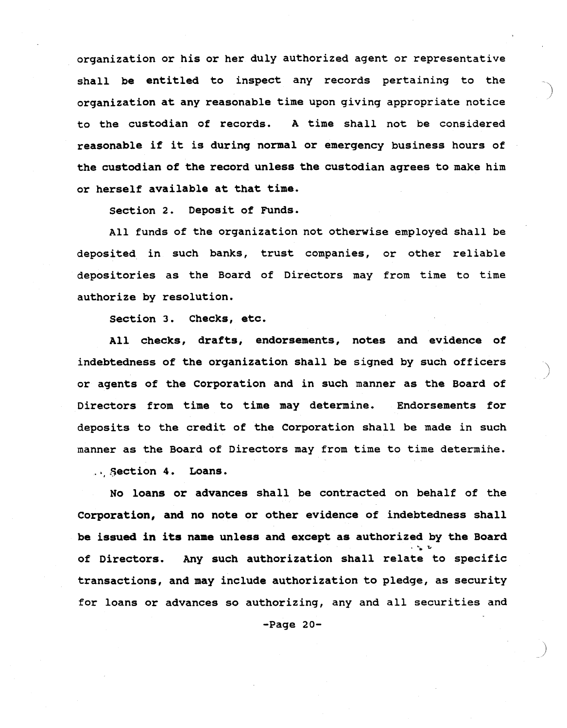organization or his or her duly authorized agent or representative shall be entitled to inspect any records pertaining to the organization at any reasonable time upon giving appropriate notice to the custodian of records. A time shall not be considered reasonable if it is during normal or emergency business hours of the custodian of the record unless the custodian agrees to make him or herself available at that time.

Section 2. Deposit of Funds.

All funds of the organization not otherwise employed shall be deposited in such banks, trust companies, or other reliable depositories as the Board of Directors may from time to time authorize by resolution.

Section 3. Checks, etc.

All checks, drafts, endorsements, notes and evidence of indebtedness of the organization shall be signed by such officers or agents of the Corporation and in such manner as the Board of Directors from time to time may determine. Endorsements for deposits to the credit of the Corporation shall be made in such manner as the Board of Directors may from time to time determine.

Section 4. Loans.

No loans or advances shall be contracted on behalf of the Corporation, and no note or other evidence of indebtedness shall be issued in its name unless and except as authorized by the Board of Directors. Any such authorization shall relate to specific transactions, and may include authorization to pledge, as security for loans or advances so authorizing, any and all securities and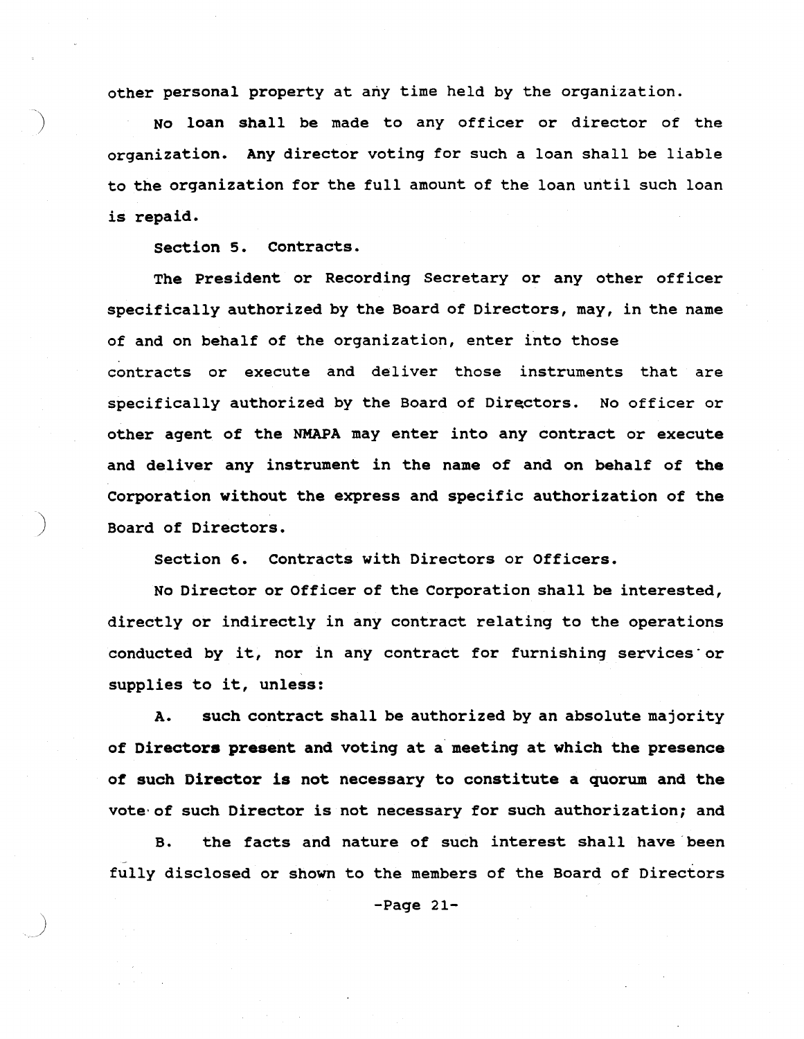other personal property at any time held by the organization.

No loan shall be made to any officer or director of the organization. Any director voting for such a loan shall be liable to the organization for the full amount of the loan until such loan is repaid.

Section 5. Contracts.

The President or Recording Secretary or any other officer specifically authorized by the Board of Directors, may, in the name of and on behalf of the organization, enter into those contracts or execute and deliver those instruments that are specifically authorized by the Board of Directors. No officer or other agent of the NMAPA may enter into any contract or execute and deliver any instrument in the name of and on behalf of the Corporation without the express and specific authorization of the Board of Directors.

Section 6. Contracts with Directors or Officers.

No Director or Officer of the Corporation shall be interested, directly or indirectly in any contract relating to the operations conducted by it, nor in any contract for furnishing services or supplies to it, unless:

A. such contract shall be authorized by an absolute majority of Directors present and voting at a meeting at which the presence of such Director is not necessary to constitute a quorum and the vote of such Director is not necessary for such authorization; and

B. the facts and nature of such interest shall have been fully disclosed or shown to the members of the Board of Directors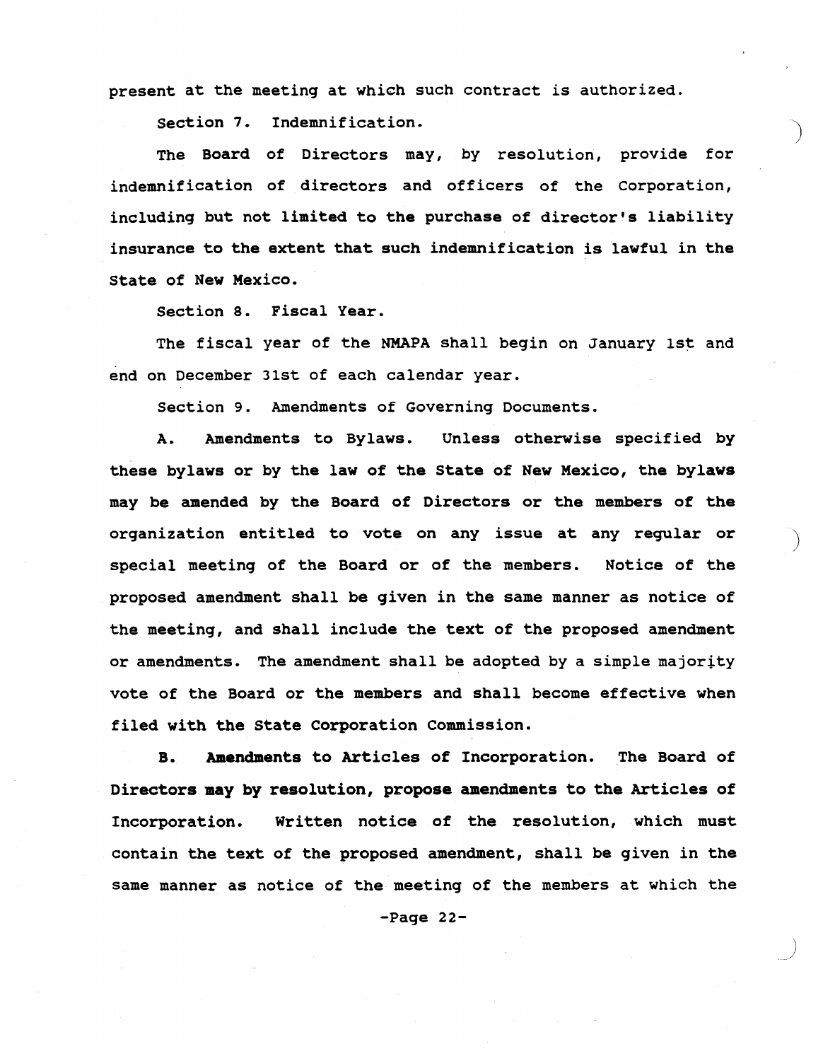present at the meeting at which such contract is authorized.

Section 7. Indemnification.

The Board of Directors may, by resolution, provide for indemnification of directors and officers of the Corporation, including but not limited to the purchase of director's liability insurance to the extent that such indemnification is lawful in the State of New Mexico.

Section 8. Fiscal Year.

The fiscal year of the NMAPA shall begin on January 1st and end on December 31st of each calendar year.

Section 9. Amendments of Governing Documents.

A. Amendments to Bylaws. Unless otherwise specified by these bylaws or by the law of the State of New Mexico, the bylaws may be amended by the Board of Directors or the members of the organization entitled to vote on any issue at any regular or special meeting of the Board or of the members. Notice of the proposed amendment shall be given in the same manner as notice of the meeting, and shall include the text of the proposed amendment or amendments. The amendment shall be adopted by a simple majority vote of the Board or the members and shall become effective when filed with the State Corporation Commission.

B. Amendments to Articles of Incorporation. The Board of Directors may by resolution, propose amendments to the Articles of Incorporation. Written notice of the resolution, which must contain the text of the proposed amendment, shall be given in the same manner as notice of the meeting of the members at which the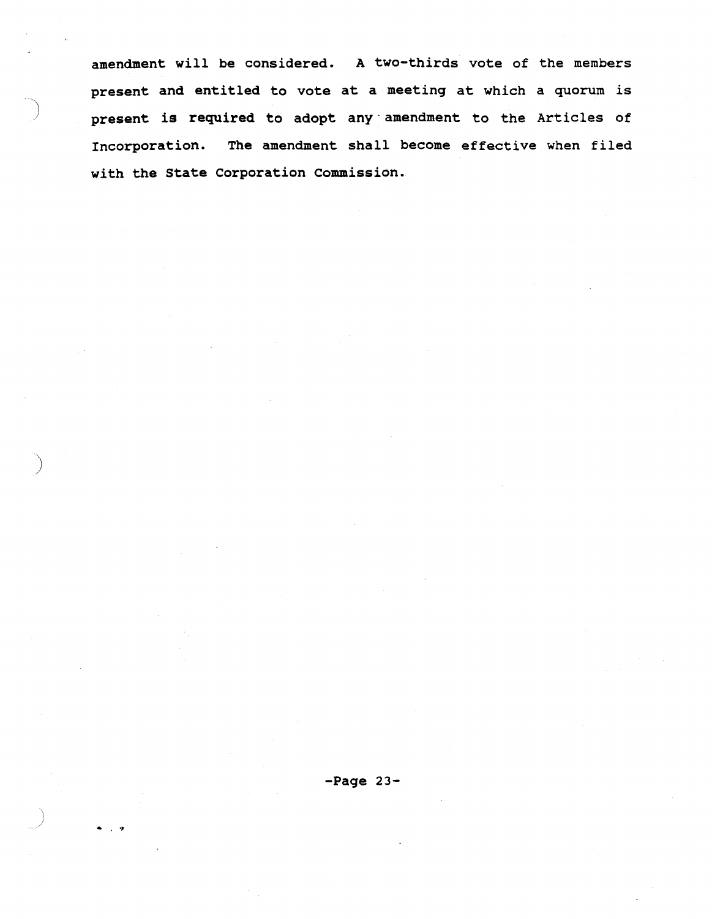amendment will be considered. A two-thirds vote of the members present and entitled to vote at a meeting at which a quorum is present is required to adopt any amendment to the Articles of Incorporation. The amendment shall become effective when filed with the State Corporation Commission.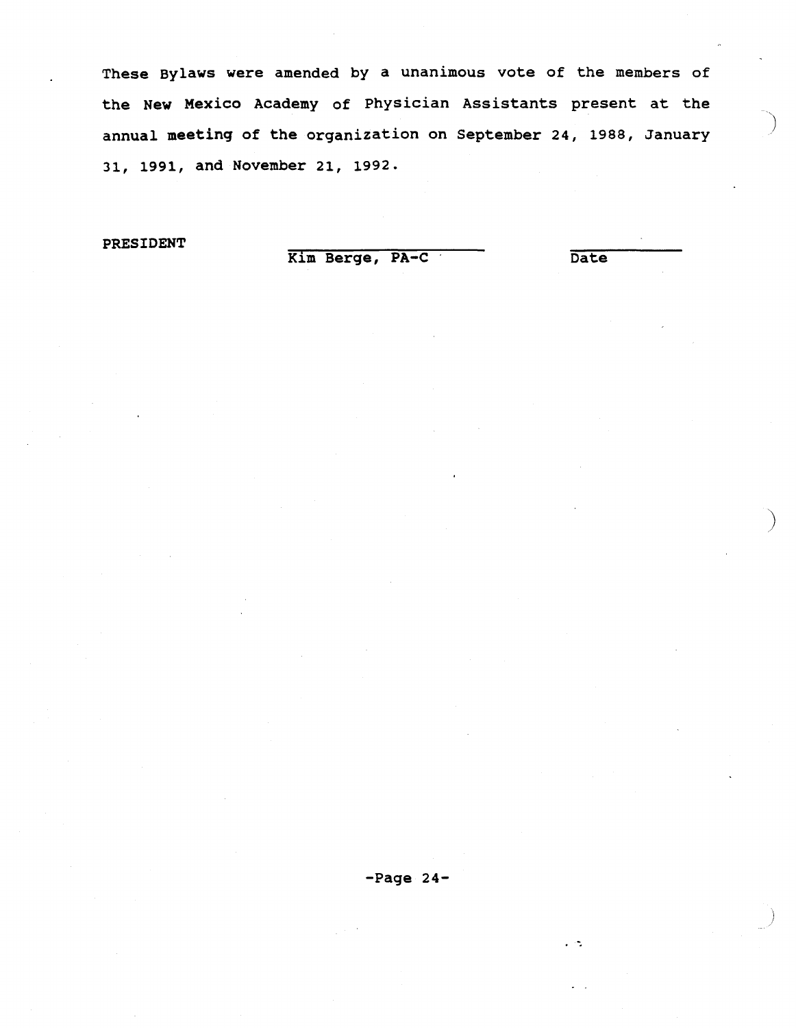These Bylaws were amended by a unanimous vote of the members of the New Mexico Academy of Physician Assistants present at the annual meeting of the organization on September 24, 1988, January 31, 1991, and November 21, 1992.

PRESIDENT

Kim Berge, PA-C ____________________ Date ____________